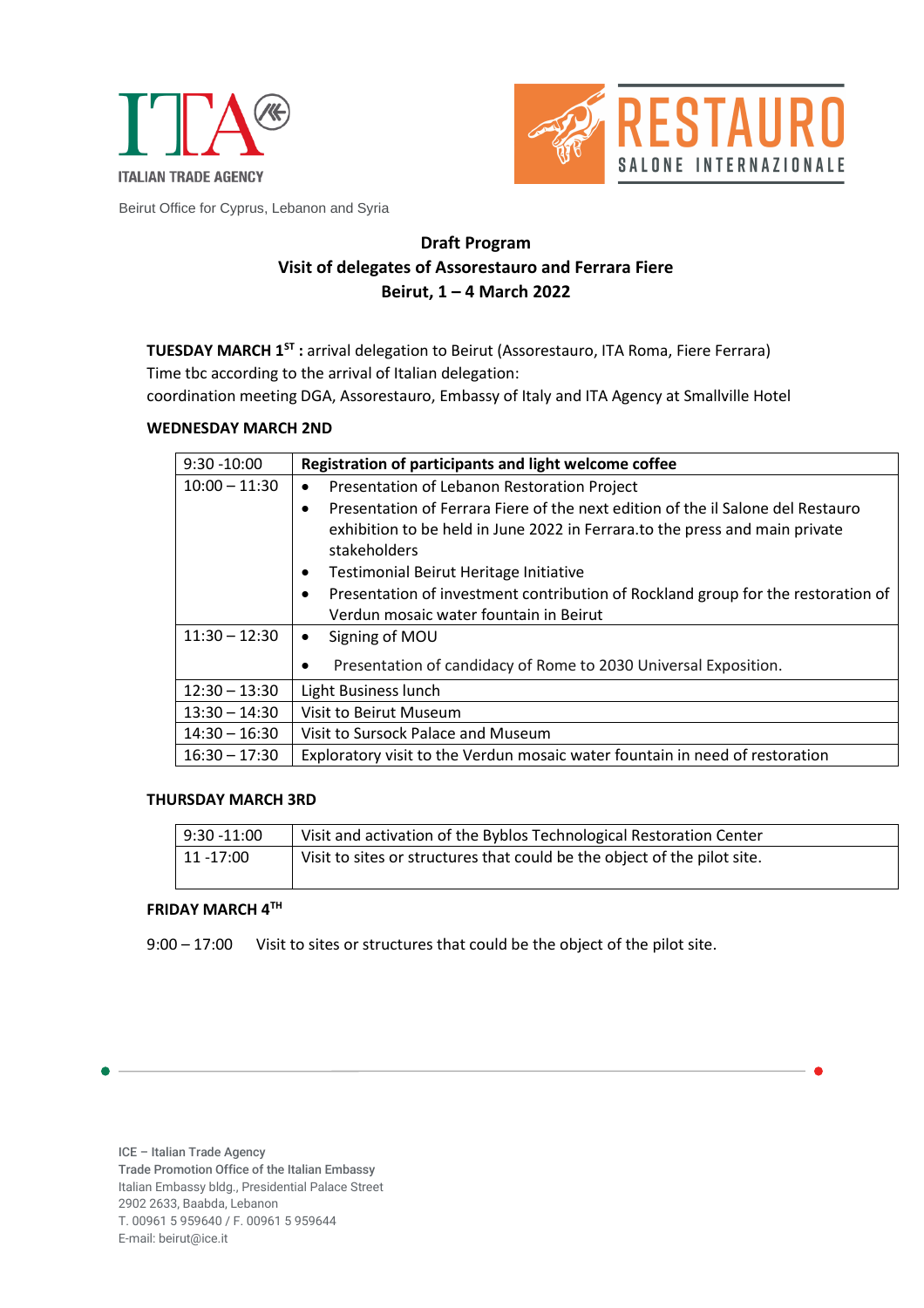ITALIAN TRADE AGENCY

Beirut Office for Cyprus, Lebanon and Syria

RESTAURO SALONE INTERNAZIONALE

**Draft Program**
**Visit of delegates of Assorestauro and Ferrara Fiere**
**Beirut, 1 – 4 March 2022**

**TUESDAY MARCH 1ST :** arrival delegation to Beirut (Assorestauro, ITA Roma, Fiere Ferrara)
Time tbc according to the arrival of Italian delegation:
coordination meeting DGA, Assorestauro, Embassy of Italy and ITA Agency at Smallville Hotel

**WEDNESDAY MARCH 2ND**

| 9:30 -10:00 | **Registration of participants and light welcome coffee** |
|---|---|
| 10:00 – 11:30 | • Presentation of Lebanon Restoration Project<br>• Presentation of Ferrara Fiere of the next edition of the il Salone del Restauro exhibition to be held in June 2022 in Ferrara.to the press and main private stakeholders<br>• Testimonial Beirut Heritage Initiative<br>• Presentation of investment contribution of Rockland group for the restoration of Verdun mosaic water fountain in Beirut |
| 11:30 – 12:30 | • Signing of MOU<br>• Presentation of candidacy of Rome to 2030 Universal Exposition. |
| 12:30 – 13:30 | Light Business lunch |
| 13:30 – 14:30 | Visit to Beirut Museum |
| 14:30 – 16:30 | Visit to Sursock Palace and Museum |
| 16:30 – 17:30 | Exploratory visit to the Verdun mosaic water fountain in need of restoration |

**THURSDAY MARCH 3RD**

| 9:30 -11:00 | Visit and activation of the Byblos Technological Restoration Center |
|---|---|
| 11 -17:00 | Visit to sites or structures that could be the object of the pilot site. |

**FRIDAY MARCH 4TH**

9:00 – 17:00 Visit to sites or structures that could be the object of the pilot site.

ICE – Italian Trade Agency
Trade Promotion Office of the Italian Embassy
Italian Embassy bldg., Presidential Palace Street
2902 2633, Baabda, Lebanon
T. 00961 5 959640 / F. 00961 5 959644
E-mail: beirut@ice.it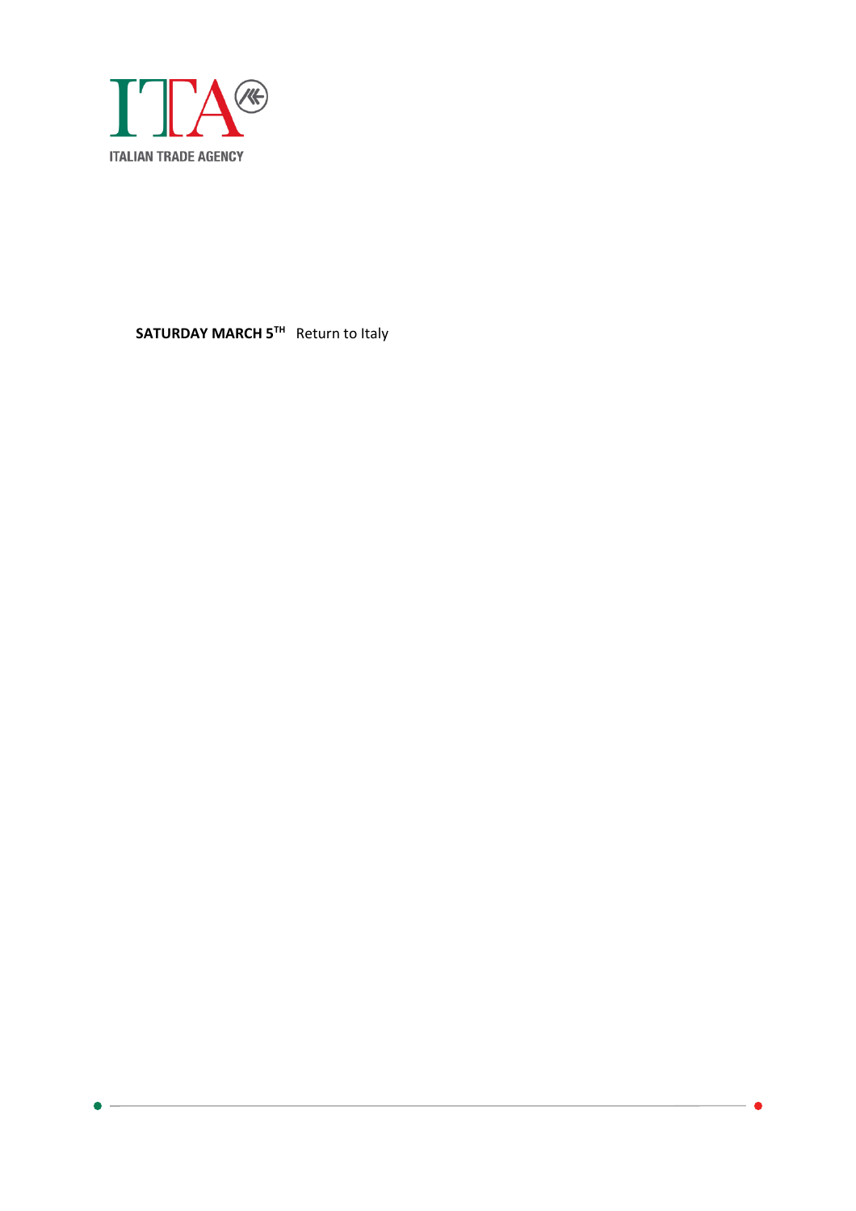**SATURDAY MARCH 5TH** Return to Italy